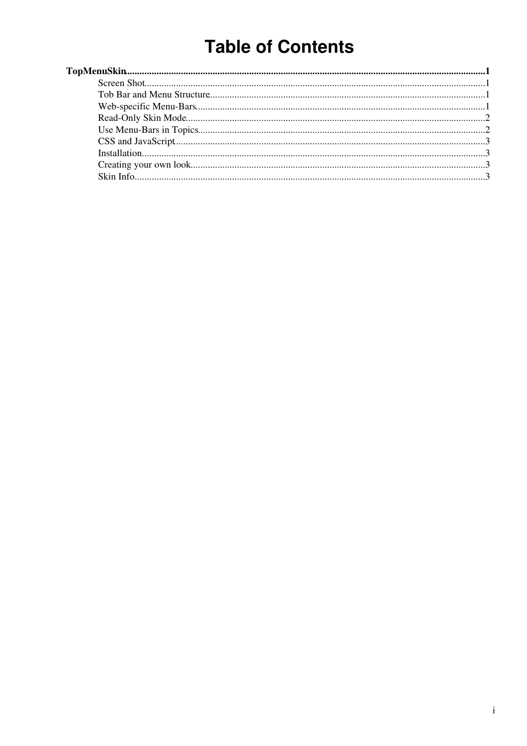# Table of Contents

**TopMenuSkin**......................................................................................................................................................1

- Screen Shot..........................................................................................................................................1
- Tob Bar and Menu Structure................................................................................................................1
- Web-specific Menu-Bars......................................................................................................................1
- Read-Only Skin Mode..........................................................................................................................2
- Use Menu-Bars in Topics.....................................................................................................................2
- CSS and JavaScript..............................................................................................................................3
- Installation............................................................................................................................................3
- Creating your own look........................................................................................................................3
- Skin Info...............................................................................................................................................3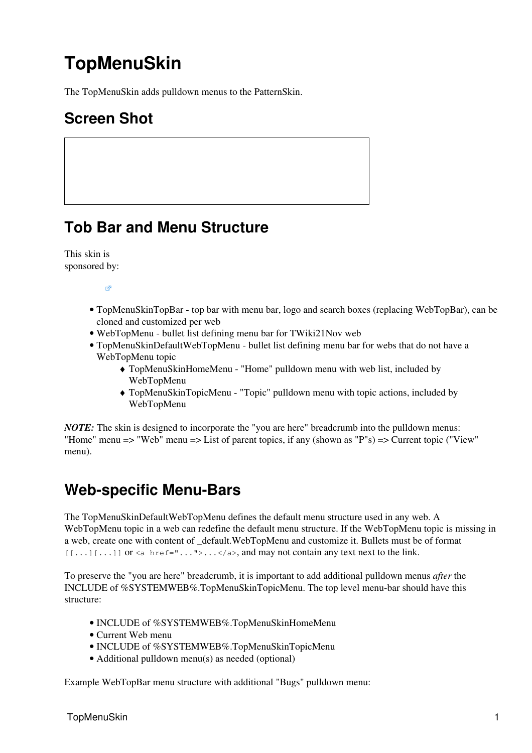# TopMenuSkin

The TopMenuSkin adds pulldown menus to the PatternSkin.

## Screen Shot

## Tob Bar and Menu Structure

This skin is sponsored by:

- TopMenuSkinTopBar - top bar with menu bar, logo and search boxes (replacing WebTopBar), can be cloned and customized per web
- WebTopMenu - bullet list defining menu bar for TWiki21Nov web
- TopMenuSkinDefaultWebTopMenu - bullet list defining menu bar for webs that do not have a WebTopMenu topic
    - TopMenuSkinHomeMenu - "Home" pulldown menu with web list, included by WebTopMenu
    - TopMenuSkinTopicMenu - "Topic" pulldown menu with topic actions, included by WebTopMenu

***NOTE:*** The skin is designed to incorporate the "you are here" breadcrumb into the pulldown menus: "Home" menu => "Web" menu => List of parent topics, if any (shown as "P"s) => Current topic ("View" menu).

## Web-specific Menu-Bars

The TopMenuSkinDefaultWebTopMenu defines the default menu structure used in any web. A WebTopMenu topic in a web can redefine the default menu structure. If the WebTopMenu topic is missing in a web, create one with content of _default.WebTopMenu and customize it. Bullets must be of format `[[...][...]]` or `<a href="...">...</a>`, and may not contain any text next to the link.

To preserve the "you are here" breadcrumb, it is important to add additional pulldown menus *after* the INCLUDE of %SYSTEMWEB%.TopMenuSkinTopicMenu. The top level menu-bar should have this structure:

- INCLUDE of %SYSTEMWEB%.TopMenuSkinHomeMenu
- Current Web menu
- INCLUDE of %SYSTEMWEB%.TopMenuSkinTopicMenu
- Additional pulldown menu(s) as needed (optional)

Example WebTopBar menu structure with additional "Bugs" pulldown menu: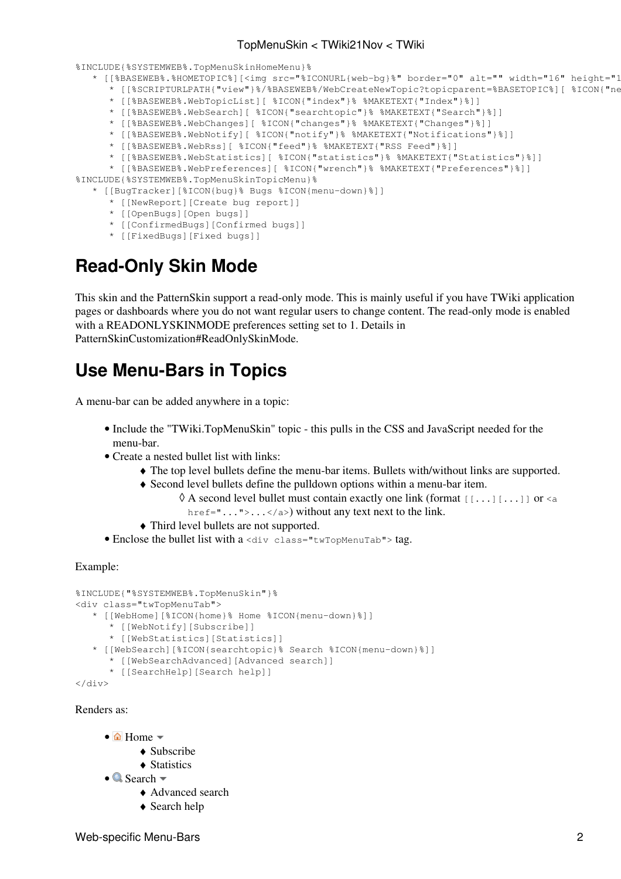```
%INCLUDE{%SYSTEMWEB%.TopMenuSkinHomeMenu}%
   * [[%BASEWEB%.%HOMETOPIC%][<img src="%ICONURL{web-bg}%" border="0" alt="" width="16" height="1
      * [[%SCRIPTURLPATH{"view"}%/%BASEWEB%/WebCreateNewTopic?topicparent=%BASETOPIC%][ %ICON{"ne
      * [[%BASEWEB%.WebTopicList][ %ICON{"index"}% %MAKETEXT{"Index"}%]]
      * [[%BASEWEB%.WebSearch][ %ICON{"searchtopic"}% %MAKETEXT{"Search"}%]]
      * [[%BASEWEB%.WebChanges][ %ICON{"changes"}% %MAKETEXT{"Changes"}%]]
      * [[%BASEWEB%.WebNotify][ %ICON{"notify"}% %MAKETEXT{"Notifications"}%]]
      * [[%BASEWEB%.WebRss][ %ICON{"feed"}% %MAKETEXT{"RSS Feed"}%]]
      * [[%BASEWEB%.WebStatistics][ %ICON{"statistics"}% %MAKETEXT{"Statistics"}%]]
      * [[%BASEWEB%.WebPreferences][ %ICON{"wrench"}% %MAKETEXT{"Preferences"}%]]
%INCLUDE{%SYSTEMWEB%.TopMenuSkinTopicMenu}%
   * [[BugTracker][%ICON{bug}% Bugs %ICON{menu-down}%]]
      * [[NewReport][Create bug report]]
      * [[OpenBugs][Open bugs]]
      * [[ConfirmedBugs][Confirmed bugs]]
      * [[FixedBugs][Fixed bugs]]
```

## Read-Only Skin Mode

This skin and the PatternSkin support a read-only mode. This is mainly useful if you have TWiki application pages or dashboards where you do not want regular users to change content. The read-only mode is enabled with a READONLYSKINMODE preferences setting set to 1. Details in PatternSkinCustomization#ReadOnlySkinMode.

## Use Menu-Bars in Topics

A menu-bar can be added anywhere in a topic:

- Include the "TWiki.TopMenuSkin" topic - this pulls in the CSS and JavaScript needed for the menu-bar.
- Create a nested bullet list with links:
  - The top level bullets define the menu-bar items. Bullets with/without links are supported.
  - Second level bullets define the pulldown options within a menu-bar item.
    - A second level bullet must contain exactly one link (format `[[...][...]]` or `<a href="...">...</a>`) without any text next to the link.
  - Third level bullets are not supported.
- Enclose the bullet list with a `<div class="twTopMenuTab">` tag.

Example:

```
%INCLUDE{"%SYSTEMWEB%.TopMenuSkin"}%
<div class="twTopMenuTab">
   * [[WebHome][%ICON{home}% Home %ICON{menu-down}%]]
      * [[WebNotify][Subscribe]]
      * [[WebStatistics][Statistics]]
   * [[WebSearch][%ICON{searchtopic}% Search %ICON{menu-down}%]]
      * [[WebSearchAdvanced][Advanced search]]
      * [[SearchHelp][Search help]]
</div>
```

Renders as:

- Home
  - Subscribe
  - Statistics
- Search
  - Advanced search
  - Search help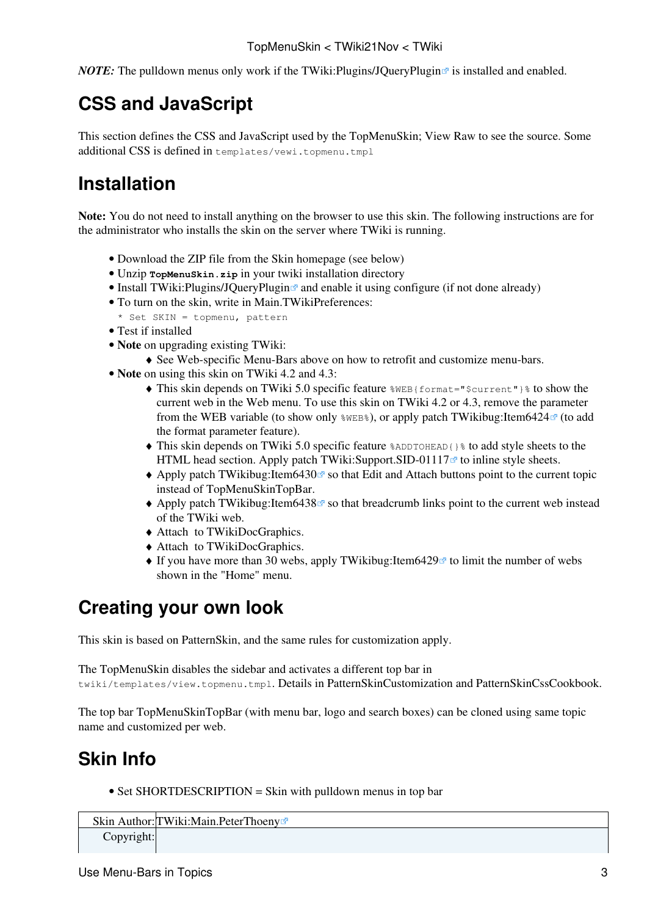*NOTE:* The pulldown menus only work if the TWiki:Plugins/JQueryPlugin is installed and enabled.

## CSS and JavaScript

This section defines the CSS and JavaScript used by the TopMenuSkin; View Raw to see the source. Some additional CSS is defined in `templates/vewi.topmenu.tmpl`

## Installation

**Note:** You do not need to install anything on the browser to use this skin. The following instructions are for the administrator who installs the skin on the server where TWiki is running.

- Download the ZIP file from the Skin homepage (see below)
- Unzip **`TopMenuSkin.zip`** in your twiki installation directory
- Install TWiki:Plugins/JQueryPlugin and enable it using configure (if not done already)
- To turn on the skin, write in Main.TWikiPreferences:
  ```
  * Set SKIN = topmenu, pattern
  ```
- Test if installed
- **Note** on upgrading existing TWiki:
  - See Web-specific Menu-Bars above on how to retrofit and customize menu-bars.
- **Note** on using this skin on TWiki 4.2 and 4.3:
  - This skin depends on TWiki 5.0 specific feature `%WEB{format="$current"}%` to show the current web in the Web menu. To use this skin on TWiki 4.2 or 4.3, remove the parameter from the WEB variable (to show only `%WEB%`), or apply patch TWikibug:Item6424 (to add the format parameter feature).
  - This skin depends on TWiki 5.0 specific feature `%ADDTOHEAD{}%` to add style sheets to the HTML head section. Apply patch TWiki:Support.SID-01117 to inline style sheets.
  - Apply patch TWikibug:Item6430 so that Edit and Attach buttons point to the current topic instead of TopMenuSkinTopBar.
  - Apply patch TWikibug:Item6438 so that breadcrumb links point to the current web instead of the TWiki web.
  - Attach  to TWikiDocGraphics.
  - Attach  to TWikiDocGraphics.
  - If you have more than 30 webs, apply TWikibug:Item6429 to limit the number of webs shown in the "Home" menu.

## Creating your own look

This skin is based on PatternSkin, and the same rules for customization apply.

The TopMenuSkin disables the sidebar and activates a different top bar in `twiki/templates/view.topmenu.tmpl`. Details in PatternSkinCustomization and PatternSkinCssCookbook.

The top bar TopMenuSkinTopBar (with menu bar, logo and search boxes) can be cloned using same topic name and customized per web.

## Skin Info

- Set SHORTDESCRIPTION = Skin with pulldown menus in top bar

| Skin Author: | TWiki:Main.PeterThoeny |
|---|---|
| Copyright: | |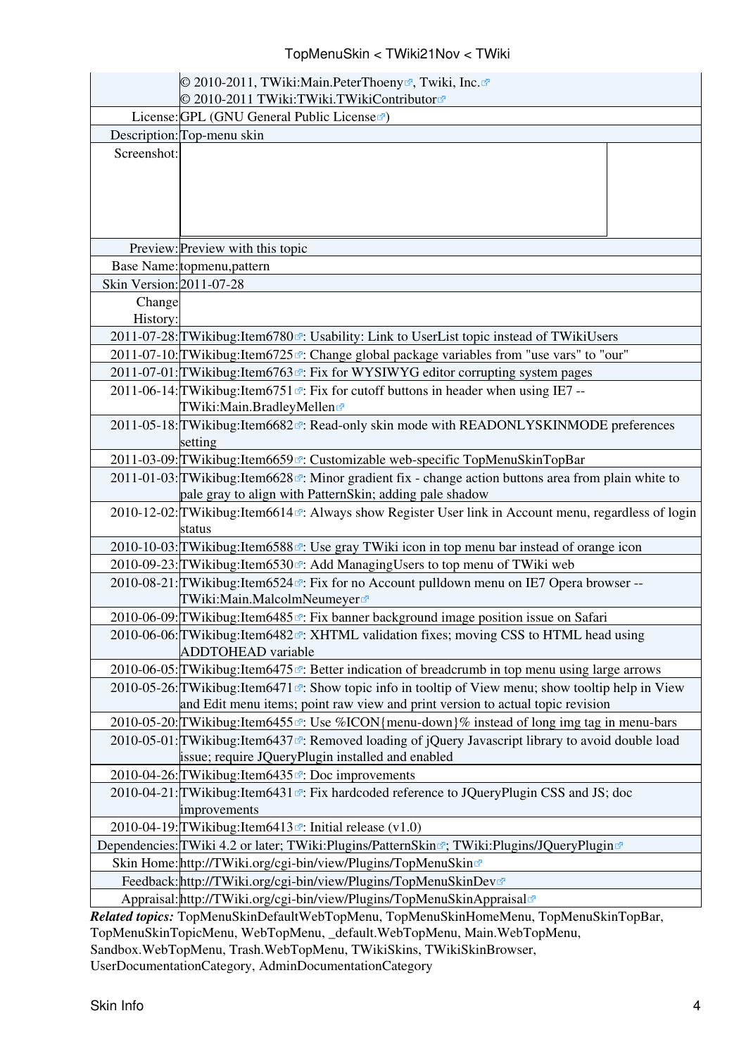| | |
|---|---|
| | © 2010-2011, TWiki:Main.PeterThoeny, Twiki, Inc.<br>© 2010-2011 TWiki:TWiki.TWikiContributor |
| License: | GPL (GNU General Public License) |
| Description: | Top-menu skin |
| Screenshot: | |
| Preview: | Preview with this topic |
| Base Name: | topmenu,pattern |
| Skin Version: | 2011-07-28 |
| Change History: | |
| 2011-07-28: | TWikibug:Item6780: Usability: Link to UserList topic instead of TWikiUsers |
| 2011-07-10: | TWikibug:Item6725: Change global package variables from "use vars" to "our" |
| 2011-07-01: | TWikibug:Item6763: Fix for WYSIWYG editor corrupting system pages |
| 2011-06-14: | TWikibug:Item6751: Fix for cutoff buttons in header when using IE7 -- TWiki:Main.BradleyMellen |
| 2011-05-18: | TWikibug:Item6682: Read-only skin mode with READONLYSKINMODE preferences setting |
| 2011-03-09: | TWikibug:Item6659: Customizable web-specific TopMenuSkinTopBar |
| 2011-01-03: | TWikibug:Item6628: Minor gradient fix - change action buttons area from plain white to pale gray to align with PatternSkin; adding pale shadow |
| 2010-12-02: | TWikibug:Item6614: Always show Register User link in Account menu, regardless of login status |
| 2010-10-03: | TWikibug:Item6588: Use gray TWiki icon in top menu bar instead of orange icon |
| 2010-09-23: | TWikibug:Item6530: Add ManagingUsers to top menu of TWiki web |
| 2010-08-21: | TWikibug:Item6524: Fix for no Account pulldown menu on IE7 Opera browser -- TWiki:Main.MalcolmNeumeyer |
| 2010-06-09: | TWikibug:Item6485: Fix banner background image position issue on Safari |
| 2010-06-06: | TWikibug:Item6482: XHTML validation fixes; moving CSS to HTML head using ADDTOHEAD variable |
| 2010-06-05: | TWikibug:Item6475: Better indication of breadcrumb in top menu using large arrows |
| 2010-05-26: | TWikibug:Item6471: Show topic info in tooltip of View menu; show tooltip help in View and Edit menu items; point raw view and print version to actual topic revision |
| 2010-05-20: | TWikibug:Item6455: Use %ICON{menu-down}% instead of long img tag in menu-bars |
| 2010-05-01: | TWikibug:Item6437: Removed loading of jQuery Javascript library to avoid double load issue; require JQueryPlugin installed and enabled |
| 2010-04-26: | TWikibug:Item6435: Doc improvements |
| 2010-04-21: | TWikibug:Item6431: Fix hardcoded reference to JQueryPlugin CSS and JS; doc improvements |
| 2010-04-19: | TWikibug:Item6413: Initial release (v1.0) |
| Dependencies: | TWiki 4.2 or later; TWiki:Plugins/PatternSkin; TWiki:Plugins/JQueryPlugin |
| Skin Home: | http://TWiki.org/cgi-bin/view/Plugins/TopMenuSkin |
| Feedback: | http://TWiki.org/cgi-bin/view/Plugins/TopMenuSkinDev |
| Appraisal: | http://TWiki.org/cgi-bin/view/Plugins/TopMenuSkinAppraisal |

***Related topics:*** TopMenuSkinDefaultWebTopMenu, TopMenuSkinHomeMenu, TopMenuSkinTopBar, TopMenuSkinTopicMenu, WebTopMenu, _default.WebTopMenu, Main.WebTopMenu, Sandbox.WebTopMenu, Trash.WebTopMenu, TWikiSkins, TWikiSkinBrowser, UserDocumentationCategory, AdminDocumentationCategory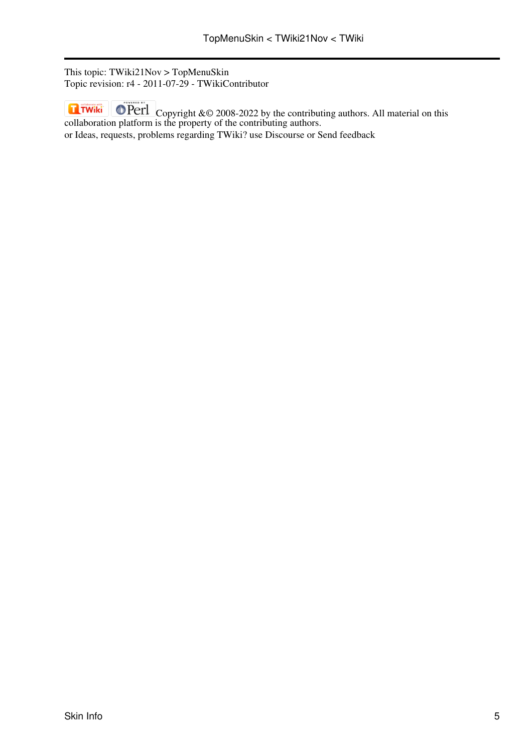This topic: TWiki21Nov > TopMenuSkin
Topic revision: r4 - 2011-07-29 - TWikiContributor

Copyright &© 2008-2022 by the contributing authors. All material on this collaboration platform is the property of the contributing authors.
or Ideas, requests, problems regarding TWiki? use Discourse or Send feedback